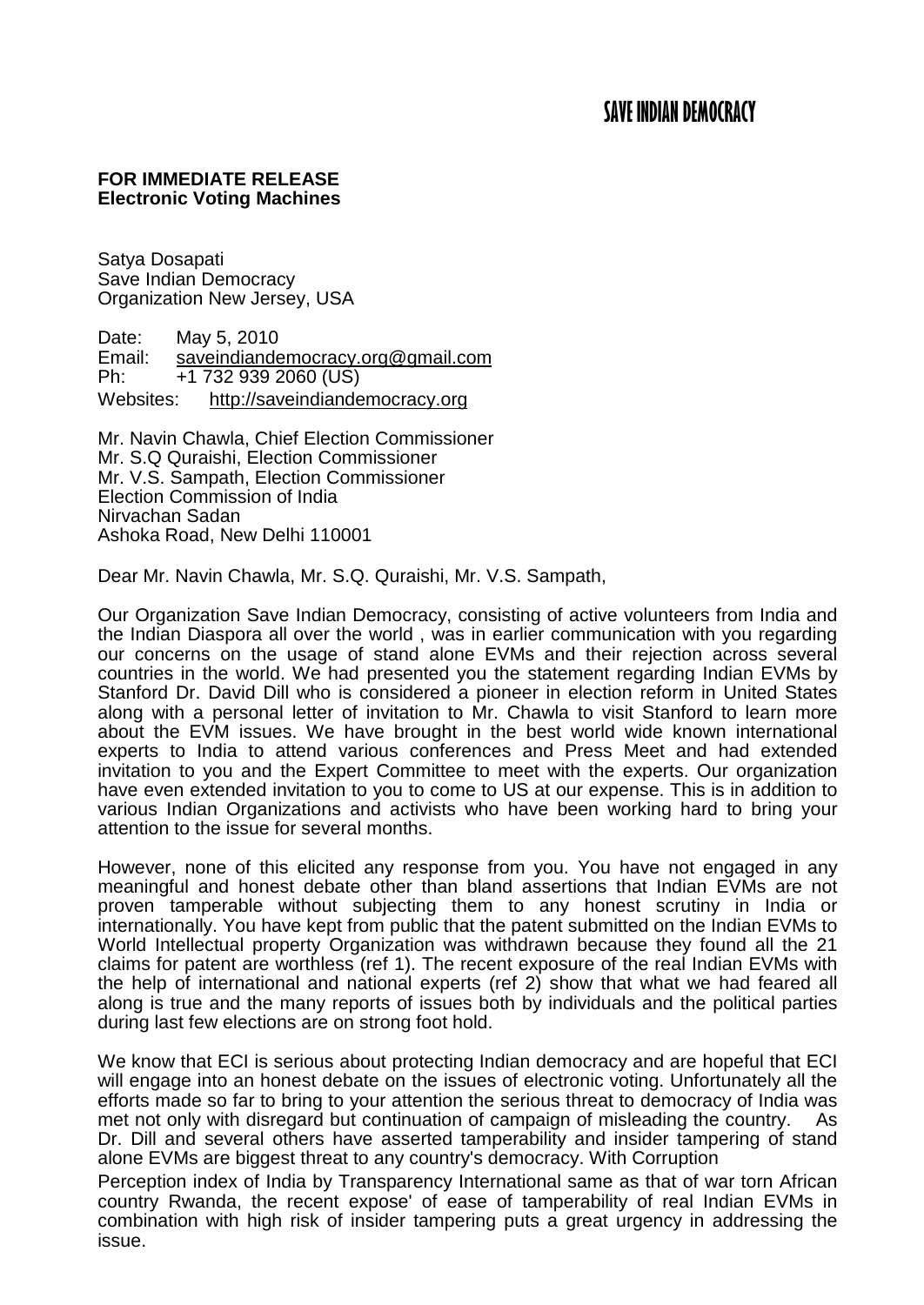# SAVE INDIAN DEMOCRACY

**FOR IMMEDIATE RELEASE**
**Electronic Voting Machines**

Satya Dosapati
Save Indian Democracy
Organization New Jersey, USA

Date: May 5, 2010
Email: saveindiandemocracy.org@gmail.com
Ph: +1 732 939 2060 (US)
Websites: http://saveindiandemocracy.org

Mr. Navin Chawla, Chief Election Commissioner
Mr. S.Q Quraishi, Election Commissioner
Mr. V.S. Sampath, Election Commissioner
Election Commission of India
Nirvachan Sadan
Ashoka Road, New Delhi 110001

Dear Mr. Navin Chawla, Mr. S.Q. Quraishi, Mr. V.S. Sampath,

Our Organization Save Indian Democracy, consisting of active volunteers from India and the Indian Diaspora all over the world , was in earlier communication with you regarding our concerns on the usage of stand alone EVMs and their rejection across several countries in the world. We had presented you the statement regarding Indian EVMs by Stanford Dr. David Dill who is considered a pioneer in election reform in United States along with a personal letter of invitation to Mr. Chawla to visit Stanford to learn more about the EVM issues. We have brought in the best world wide known international experts to India to attend various conferences and Press Meet and had extended invitation to you and the Expert Committee to meet with the experts. Our organization have even extended invitation to you to come to US at our expense. This is in addition to various Indian Organizations and activists who have been working hard to bring your attention to the issue for several months.

However, none of this elicited any response from you. You have not engaged in any meaningful and honest debate other than bland assertions that Indian EVMs are not proven tamperable without subjecting them to any honest scrutiny in India or internationally. You have kept from public that the patent submitted on the Indian EVMs to World Intellectual property Organization was withdrawn because they found all the 21 claims for patent are worthless (ref 1). The recent exposure of the real Indian EVMs with the help of international and national experts (ref 2) show that what we had feared all along is true and the many reports of issues both by individuals and the political parties during last few elections are on strong foot hold.

We know that ECI is serious about protecting Indian democracy and are hopeful that ECI will engage into an honest debate on the issues of electronic voting. Unfortunately all the efforts made so far to bring to your attention the serious threat to democracy of India was met not only with disregard but continuation of campaign of misleading the country. As Dr. Dill and several others have asserted tamperability and insider tampering of stand alone EVMs are biggest threat to any country's democracy. With Corruption Perception index of India by Transparency International same as that of war torn African country Rwanda, the recent expose' of ease of tamperability of real Indian EVMs in combination with high risk of insider tampering puts a great urgency in addressing the issue.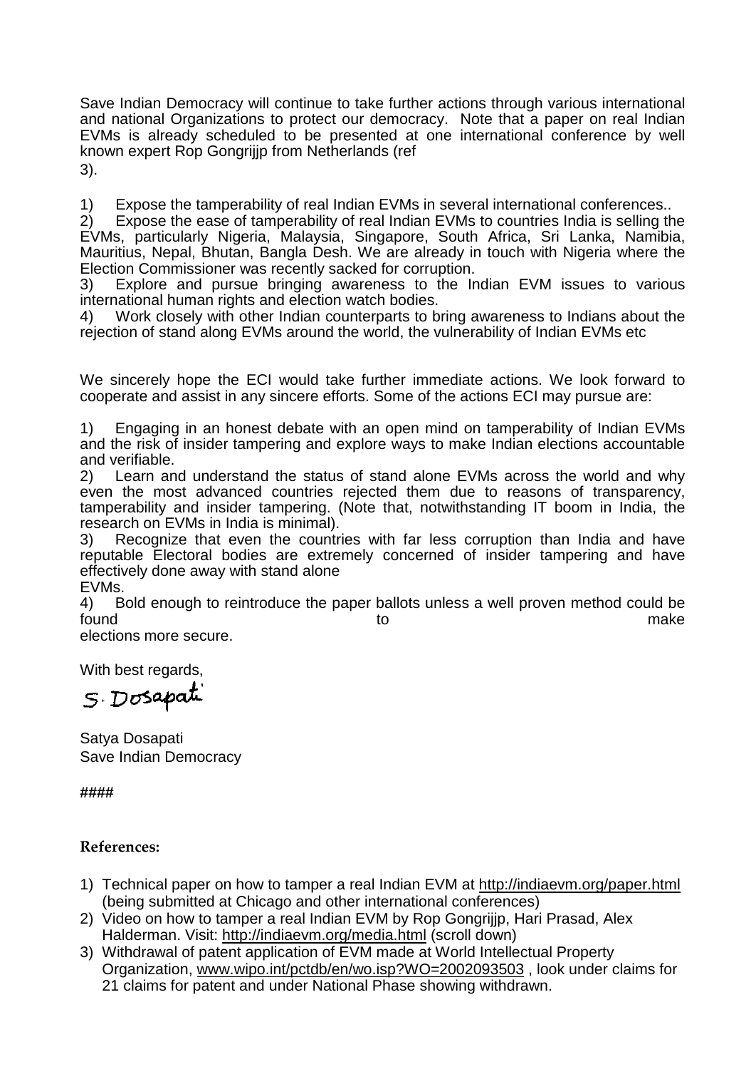Save Indian Democracy will continue to take further actions through various international and national Organizations to protect our democracy. Note that a paper on real Indian EVMs is already scheduled to be presented at one international conference by well known expert Rop Gongrijjp from Netherlands (ref 3).

1) Expose the tamperability of real Indian EVMs in several international conferences..
2) Expose the ease of tamperability of real Indian EVMs to countries India is selling the EVMs, particularly Nigeria, Malaysia, Singapore, South Africa, Sri Lanka, Namibia, Mauritius, Nepal, Bhutan, Bangla Desh. We are already in touch with Nigeria where the Election Commissioner was recently sacked for corruption.
3) Explore and pursue bringing awareness to the Indian EVM issues to various international human rights and election watch bodies.
4) Work closely with other Indian counterparts to bring awareness to Indians about the rejection of stand along EVMs around the world, the vulnerability of Indian EVMs etc

We sincerely hope the ECI would take further immediate actions. We look forward to cooperate and assist in any sincere efforts. Some of the actions ECI may pursue are:

1) Engaging in an honest debate with an open mind on tamperability of Indian EVMs and the risk of insider tampering and explore ways to make Indian elections accountable and verifiable.
2) Learn and understand the status of stand alone EVMs across the world and why even the most advanced countries rejected them due to reasons of transparency, tamperability and insider tampering. (Note that, notwithstanding IT boom in India, the research on EVMs in India is minimal).
3) Recognize that even the countries with far less corruption than India and have reputable Electoral bodies are extremely concerned of insider tampering and have effectively done away with stand alone EVMs.
4) Bold enough to reintroduce the paper ballots unless a well proven method could be found to make elections more secure.

With best regards,

S. Dosapati

Satya Dosapati
Save Indian Democracy

####

**References:**

1) Technical paper on how to tamper a real Indian EVM at http://indiaevm.org/paper.html (being submitted at Chicago and other international conferences)
2) Video on how to tamper a real Indian EVM by Rop Gongrijjp, Hari Prasad, Alex Halderman. Visit: http://indiaevm.org/media.html (scroll down)
3) Withdrawal of patent application of EVM made at World Intellectual Property Organization, www.wipo.int/pctdb/en/wo.isp?WO=2002093503 , look under claims for 21 claims for patent and under National Phase showing withdrawn.